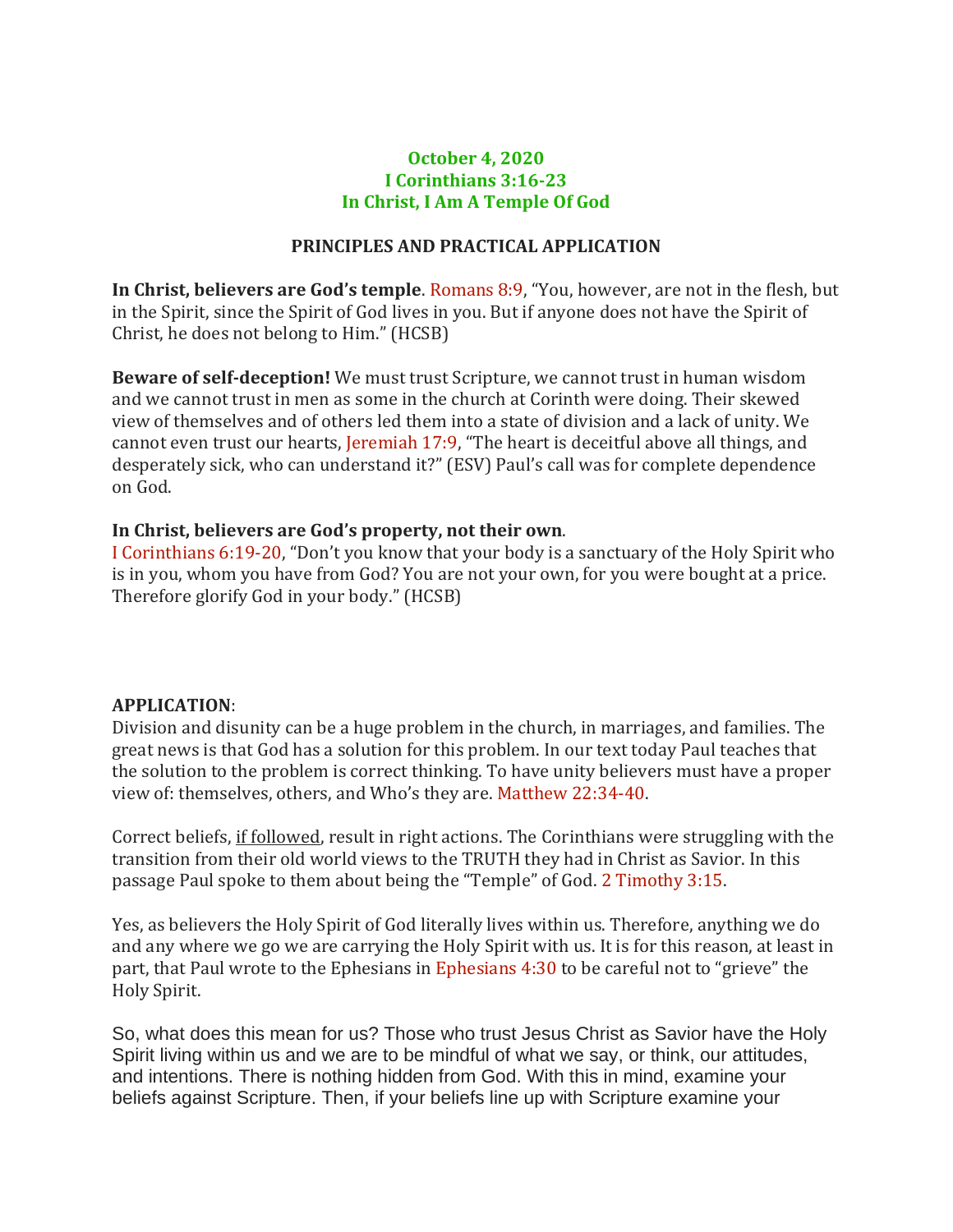**October 4, 2020**
**I Corinthians 3:16-23**
**In Christ, I Am A Temple Of God**

**PRINCIPLES AND PRACTICAL APPLICATION**

**In Christ, believers are God's temple**. Romans 8:9, "You, however, are not in the flesh, but in the Spirit, since the Spirit of God lives in you. But if anyone does not have the Spirit of Christ, he does not belong to Him." (HCSB)

**Beware of self-deception!** We must trust Scripture, we cannot trust in human wisdom and we cannot trust in men as some in the church at Corinth were doing. Their skewed view of themselves and of others led them into a state of division and a lack of unity. We cannot even trust our hearts, Jeremiah 17:9, "The heart is deceitful above all things, and desperately sick, who can understand it?" (ESV) Paul's call was for complete dependence on God.

**In Christ, believers are God's property, not their own**.
I Corinthians 6:19-20, "Don't you know that your body is a sanctuary of the Holy Spirit who is in you, whom you have from God? You are not your own, for you were bought at a price. Therefore glorify God in your body." (HCSB)

**APPLICATION**:
Division and disunity can be a huge problem in the church, in marriages, and families. The great news is that God has a solution for this problem. In our text today Paul teaches that the solution to the problem is correct thinking. To have unity believers must have a proper view of: themselves, others, and Who's they are. Matthew 22:34-40.

Correct beliefs, <u>if followed</u>, result in right actions. The Corinthians were struggling with the transition from their old world views to the TRUTH they had in Christ as Savior. In this passage Paul spoke to them about being the "Temple" of God. 2 Timothy 3:15.

Yes, as believers the Holy Spirit of God literally lives within us. Therefore, anything we do and any where we go we are carrying the Holy Spirit with us. It is for this reason, at least in part, that Paul wrote to the Ephesians in Ephesians 4:30 to be careful not to "grieve" the Holy Spirit.

So, what does this mean for us? Those who trust Jesus Christ as Savior have the Holy Spirit living within us and we are to be mindful of what we say, or think, our attitudes, and intentions. There is nothing hidden from God. With this in mind, examine your beliefs against Scripture. Then, if your beliefs line up with Scripture examine your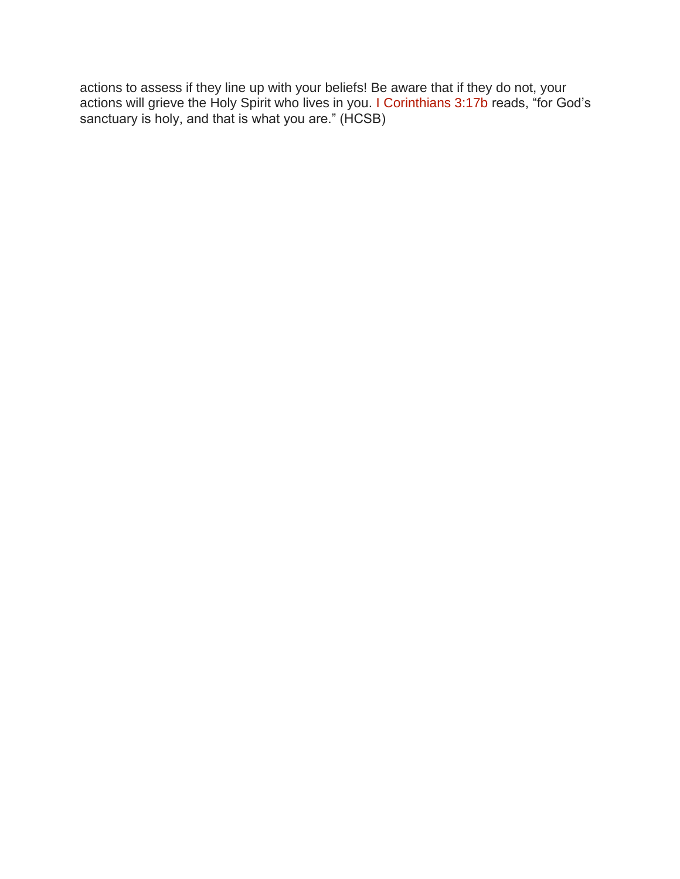actions to assess if they line up with your beliefs! Be aware that if they do not, your actions will grieve the Holy Spirit who lives in you. I Corinthians 3:17b reads, “for God’s sanctuary is holy, and that is what you are.” (HCSB)